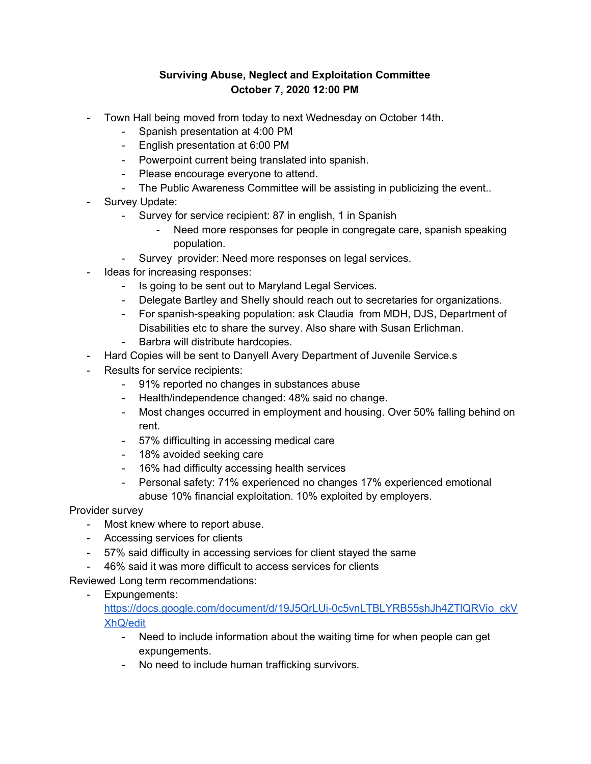**Surviving Abuse, Neglect and Exploitation Committee**
**October 7, 2020 12:00 PM**

- Town Hall being moved from today to next Wednesday on October 14th.
    - Spanish presentation at 4:00 PM
    - English presentation at 6:00 PM
    - Powerpoint current being translated into spanish.
    - Please encourage everyone to attend.
    - The Public Awareness Committee will be assisting in publicizing the event..
- Survey Update:
    - Survey for service recipient: 87 in english, 1 in Spanish
        - Need more responses for people in congregate care, spanish speaking population.
    - Survey provider: Need more responses on legal services.
- Ideas for increasing responses:
    - Is going to be sent out to Maryland Legal Services.
    - Delegate Bartley and Shelly should reach out to secretaries for organizations.
    - For spanish-speaking population: ask Claudia from MDH, DJS, Department of Disabilities etc to share the survey. Also share with Susan Erlichman.
    - Barbra will distribute hardcopies.
- Hard Copies will be sent to Danyell Avery Department of Juvenile Service.s
- Results for service recipients:
    - 91% reported no changes in substances abuse
    - Health/independence changed: 48% said no change.
    - Most changes occurred in employment and housing. Over 50% falling behind on rent.
    - 57% difficulting in accessing medical care
    - 18% avoided seeking care
    - 16% had difficulty accessing health services
    - Personal safety: 71% experienced no changes 17% experienced emotional abuse 10% financial exploitation. 10% exploited by employers.

Provider survey

- Most knew where to report abuse.
- Accessing services for clients
- 57% said difficulty in accessing services for client stayed the same
- 46% said it was more difficult to access services for clients

Reviewed Long term recommendations:

- Expungements: https://docs.google.com/document/d/19J5QrLUi-0c5vnLTBLYRB55shJh4ZTlQRVio_ckVXhQ/edit
    - Need to include information about the waiting time for when people can get expungements.
    - No need to include human trafficking survivors.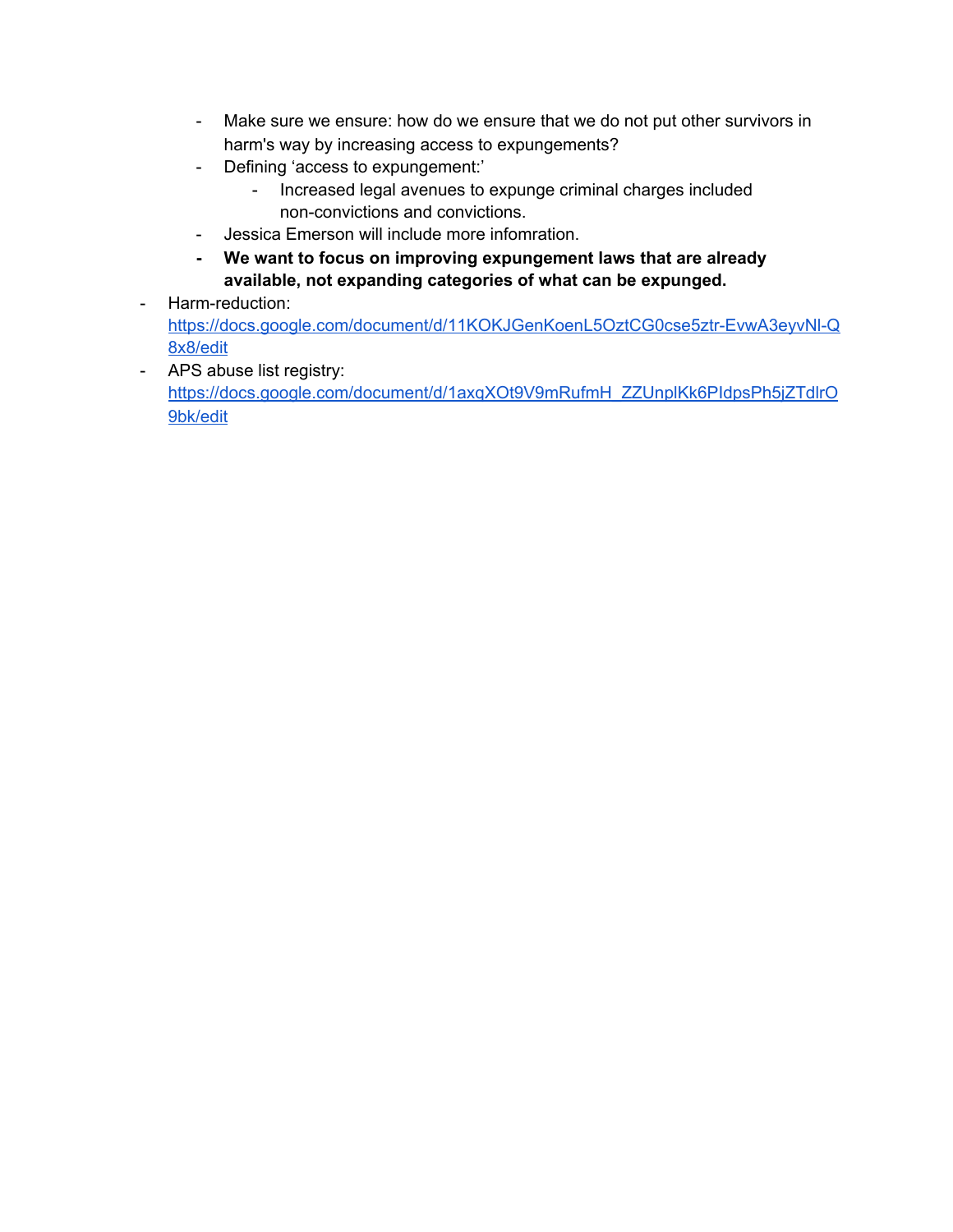- Make sure we ensure: how do we ensure that we do not put other survivors in harm's way by increasing access to expungements?
    - Defining 'access to expungement:'
        - Increased legal avenues to expunge criminal charges included non-convictions and convictions.
    - Jessica Emerson will include more infomration.
    - **We want to focus on improving expungement laws that are already available, not expanding categories of what can be expunged.**
- Harm-reduction: https://docs.google.com/document/d/11KOKJGenKoenL5OztCG0cse5ztr-EvwA3eyvNl-Q8x8/edit
- APS abuse list registry: https://docs.google.com/document/d/1axqXOt9V9mRufmH_ZZUnplKk6PIdpsPh5jZTdlrO9bk/edit